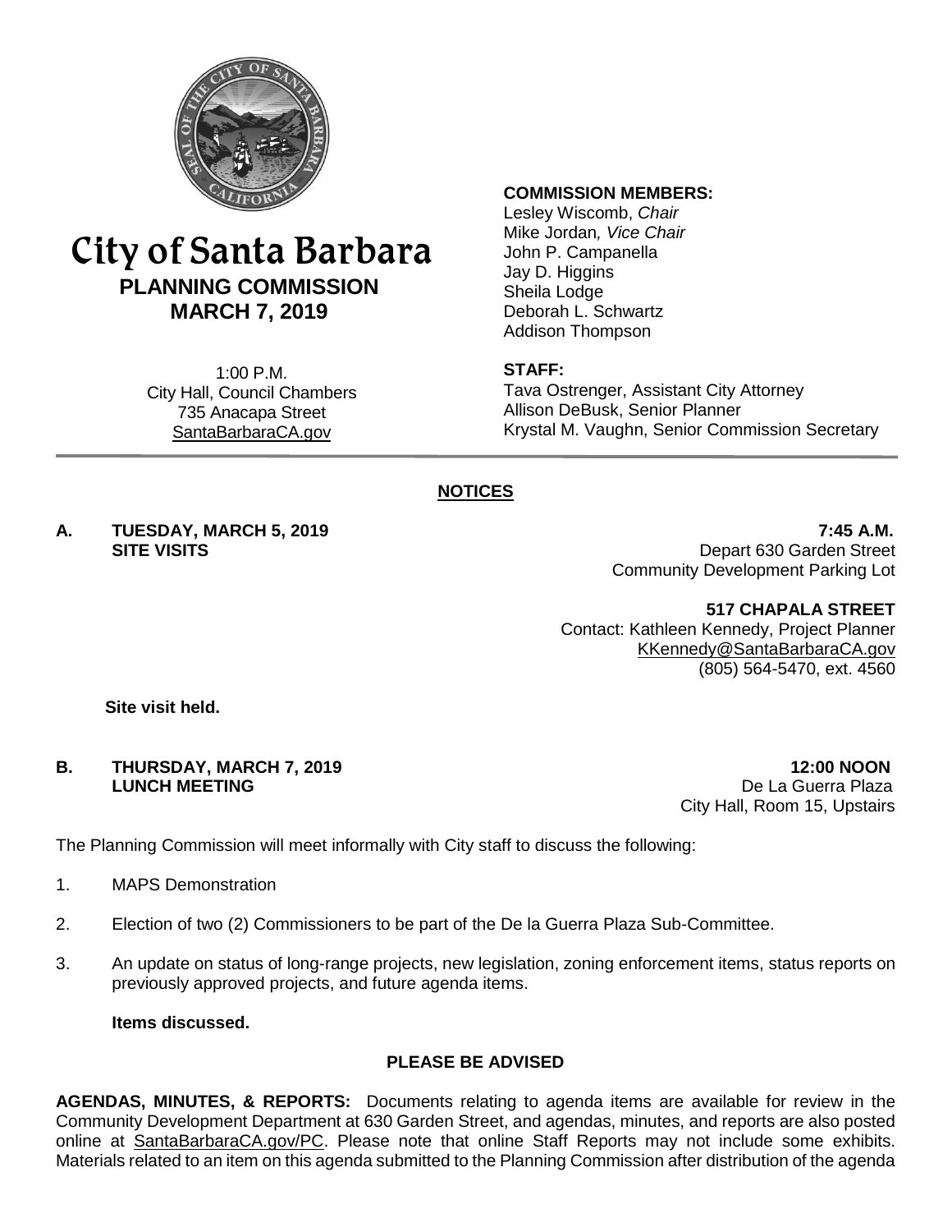# City of Santa Barbara

## PLANNING COMMISSION

## MARCH 7, 2019

1:00 P.M.
City Hall, Council Chambers
735 Anacapa Street
SantaBarbaraCA.gov

**COMMISSION MEMBERS:**
Lesley Wiscomb, *Chair*
Mike Jordan*, Vice Chair*
John P. Campanella
Jay D. Higgins
Sheila Lodge
Deborah L. Schwartz
Addison Thompson

**STAFF:**
Tava Ostrenger, Assistant City Attorney
Allison DeBusk, Senior Planner
Krystal M. Vaughn, Senior Commission Secretary

## NOTICES

**A. TUESDAY, MARCH 5, 2019 7:45 A.M.**
**SITE VISITS**

Depart 630 Garden Street
Community Development Parking Lot

**517 CHAPALA STREET**
Contact: Kathleen Kennedy, Project Planner
KKennedy@SantaBarbaraCA.gov
(805) 564-5470, ext. 4560

**Site visit held.**

**B. THURSDAY, MARCH 7, 2019 12:00 NOON**
**LUNCH MEETING**

De La Guerra Plaza
City Hall, Room 15, Upstairs

The Planning Commission will meet informally with City staff to discuss the following:

1. MAPS Demonstration
2. Election of two (2) Commissioners to be part of the De la Guerra Plaza Sub-Committee.
3. An update on status of long-range projects, new legislation, zoning enforcement items, status reports on previously approved projects, and future agenda items.

**Items discussed.**

**PLEASE BE ADVISED**

**AGENDAS, MINUTES, & REPORTS:** Documents relating to agenda items are available for review in the Community Development Department at 630 Garden Street, and agendas, minutes, and reports are also posted online at SantaBarbaraCA.gov/PC. Please note that online Staff Reports may not include some exhibits. Materials related to an item on this agenda submitted to the Planning Commission after distribution of the agenda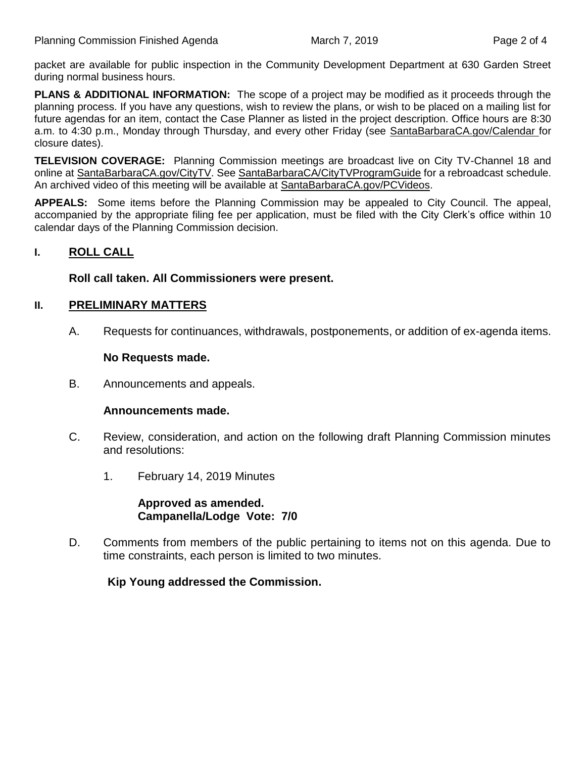packet are available for public inspection in the Community Development Department at 630 Garden Street during normal business hours.

**PLANS & ADDITIONAL INFORMATION:** The scope of a project may be modified as it proceeds through the planning process. If you have any questions, wish to review the plans, or wish to be placed on a mailing list for future agendas for an item, contact the Case Planner as listed in the project description. Office hours are 8:30 a.m. to 4:30 p.m., Monday through Thursday, and every other Friday (see SantaBarbaraCA.gov/Calendar for closure dates).

**TELEVISION COVERAGE:** Planning Commission meetings are broadcast live on City TV-Channel 18 and online at SantaBarbaraCA.gov/CityTV. See SantaBarbaraCA/CityTVProgramGuide for a rebroadcast schedule. An archived video of this meeting will be available at SantaBarbaraCA.gov/PCVideos.

**APPEALS:** Some items before the Planning Commission may be appealed to City Council. The appeal, accompanied by the appropriate filing fee per application, must be filed with the City Clerk's office within 10 calendar days of the Planning Commission decision.

## I. ROLL CALL

**Roll call taken. All Commissioners were present.**

## II. PRELIMINARY MATTERS

A. Requests for continuances, withdrawals, postponements, or addition of ex-agenda items.

**No Requests made.**

B. Announcements and appeals.

**Announcements made.**

C. Review, consideration, and action on the following draft Planning Commission minutes and resolutions:

1. February 14, 2019 Minutes

**Approved as amended.**
**Campanella/Lodge Vote: 7/0**

D. Comments from members of the public pertaining to items not on this agenda. Due to time constraints, each person is limited to two minutes.

**Kip Young addressed the Commission.**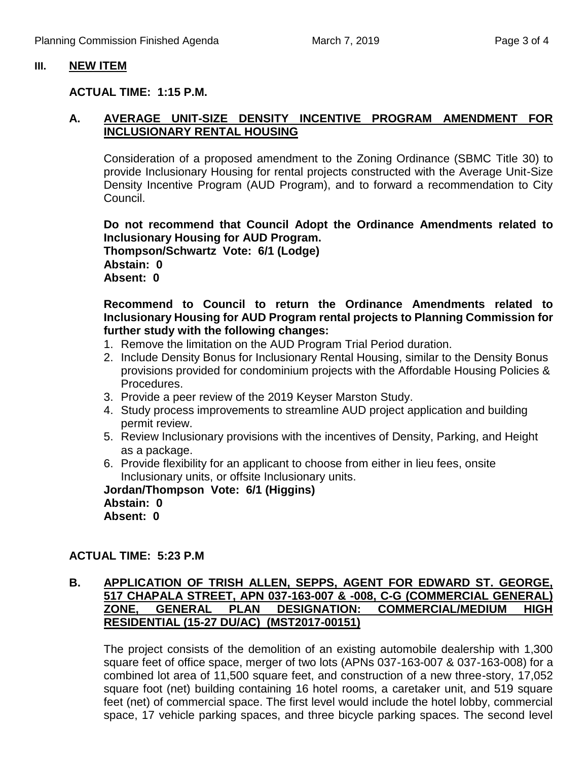## III. NEW ITEM

**ACTUAL TIME: 1:15 P.M.**

### A. AVERAGE UNIT-SIZE DENSITY INCENTIVE PROGRAM AMENDMENT FOR INCLUSIONARY RENTAL HOUSING

Consideration of a proposed amendment to the Zoning Ordinance (SBMC Title 30) to provide Inclusionary Housing for rental projects constructed with the Average Unit-Size Density Incentive Program (AUD Program), and to forward a recommendation to City Council.

**Do not recommend that Council Adopt the Ordinance Amendments related to Inclusionary Housing for AUD Program.**
**Thompson/Schwartz Vote: 6/1 (Lodge)**
**Abstain: 0**
**Absent: 0**

**Recommend to Council to return the Ordinance Amendments related to Inclusionary Housing for AUD Program rental projects to Planning Commission for further study with the following changes:**

1. Remove the limitation on the AUD Program Trial Period duration.
2. Include Density Bonus for Inclusionary Rental Housing, similar to the Density Bonus provisions provided for condominium projects with the Affordable Housing Policies & Procedures.
3. Provide a peer review of the 2019 Keyser Marston Study.
4. Study process improvements to streamline AUD project application and building permit review.
5. Review Inclusionary provisions with the incentives of Density, Parking, and Height as a package.
6. Provide flexibility for an applicant to choose from either in lieu fees, onsite Inclusionary units, or offsite Inclusionary units.

**Jordan/Thompson Vote: 6/1 (Higgins)**
**Abstain: 0**
**Absent: 0**

**ACTUAL TIME: 5:23 P.M**

### B. APPLICATION OF TRISH ALLEN, SEPPS, AGENT FOR EDWARD ST. GEORGE, 517 CHAPALA STREET, APN 037-163-007 & -008, C-G (COMMERCIAL GENERAL) ZONE, GENERAL PLAN DESIGNATION: COMMERCIAL/MEDIUM HIGH RESIDENTIAL (15-27 DU/AC) (MST2017-00151)

The project consists of the demolition of an existing automobile dealership with 1,300 square feet of office space, merger of two lots (APNs 037-163-007 & 037-163-008) for a combined lot area of 11,500 square feet, and construction of a new three-story, 17,052 square foot (net) building containing 16 hotel rooms, a caretaker unit, and 519 square feet (net) of commercial space. The first level would include the hotel lobby, commercial space, 17 vehicle parking spaces, and three bicycle parking spaces. The second level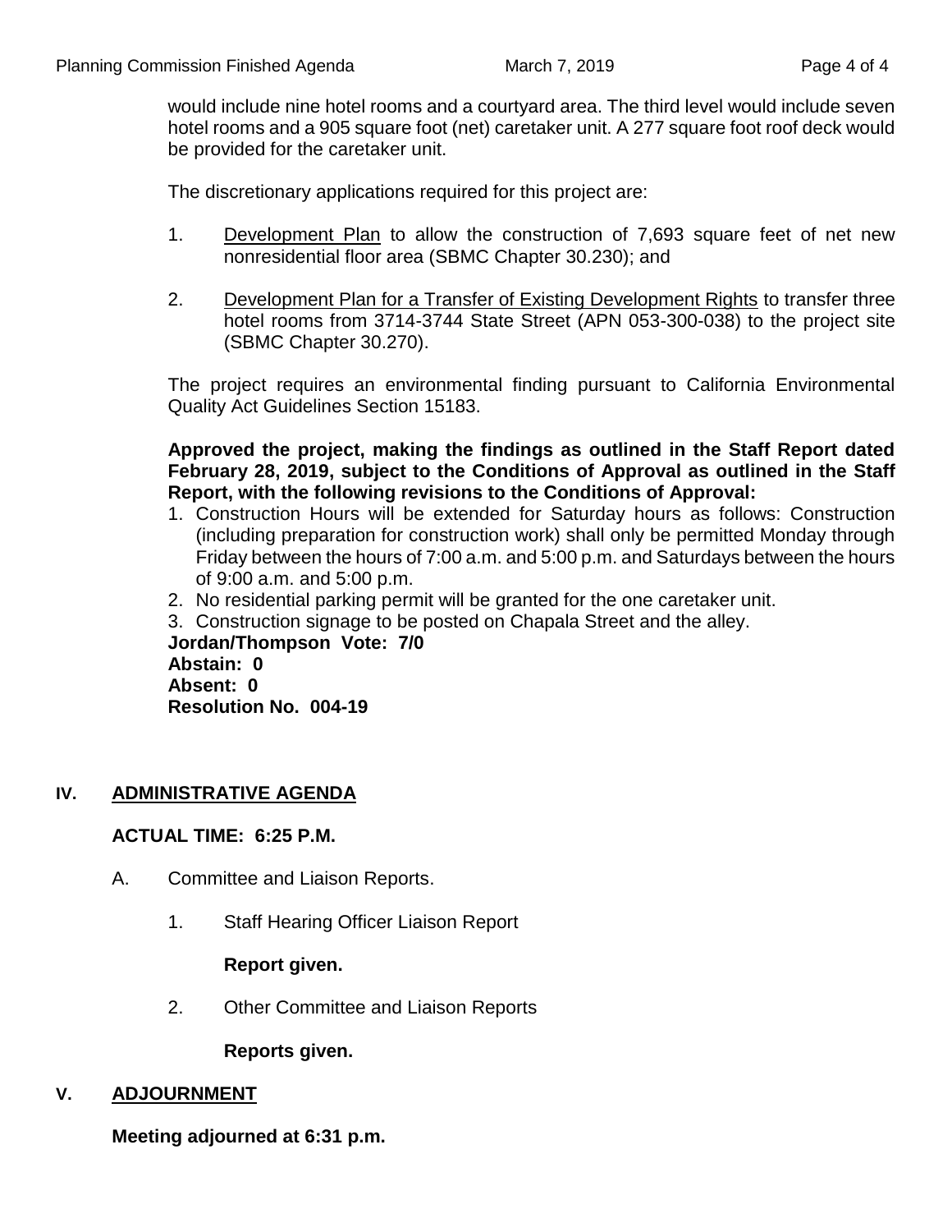would include nine hotel rooms and a courtyard area. The third level would include seven hotel rooms and a 905 square foot (net) caretaker unit. A 277 square foot roof deck would be provided for the caretaker unit.

The discretionary applications required for this project are:

1. Development Plan to allow the construction of 7,693 square feet of net new nonresidential floor area (SBMC Chapter 30.230); and

2. Development Plan for a Transfer of Existing Development Rights to transfer three hotel rooms from 3714-3744 State Street (APN 053-300-038) to the project site (SBMC Chapter 30.270).

The project requires an environmental finding pursuant to California Environmental Quality Act Guidelines Section 15183.

**Approved the project, making the findings as outlined in the Staff Report dated February 28, 2019, subject to the Conditions of Approval as outlined in the Staff Report, with the following revisions to the Conditions of Approval:**

1. Construction Hours will be extended for Saturday hours as follows: Construction (including preparation for construction work) shall only be permitted Monday through Friday between the hours of 7:00 a.m. and 5:00 p.m. and Saturdays between the hours of 9:00 a.m. and 5:00 p.m.
2. No residential parking permit will be granted for the one caretaker unit.
3. Construction signage to be posted on Chapala Street and the alley.

**Jordan/Thompson Vote: 7/0**
**Abstain: 0**
**Absent: 0**
**Resolution No. 004-19**

## IV. ADMINISTRATIVE AGENDA

**ACTUAL TIME: 6:25 P.M.**

A. Committee and Liaison Reports.

1. Staff Hearing Officer Liaison Report

   **Report given.**

2. Other Committee and Liaison Reports

   **Reports given.**

## V. ADJOURNMENT

**Meeting adjourned at 6:31 p.m.**